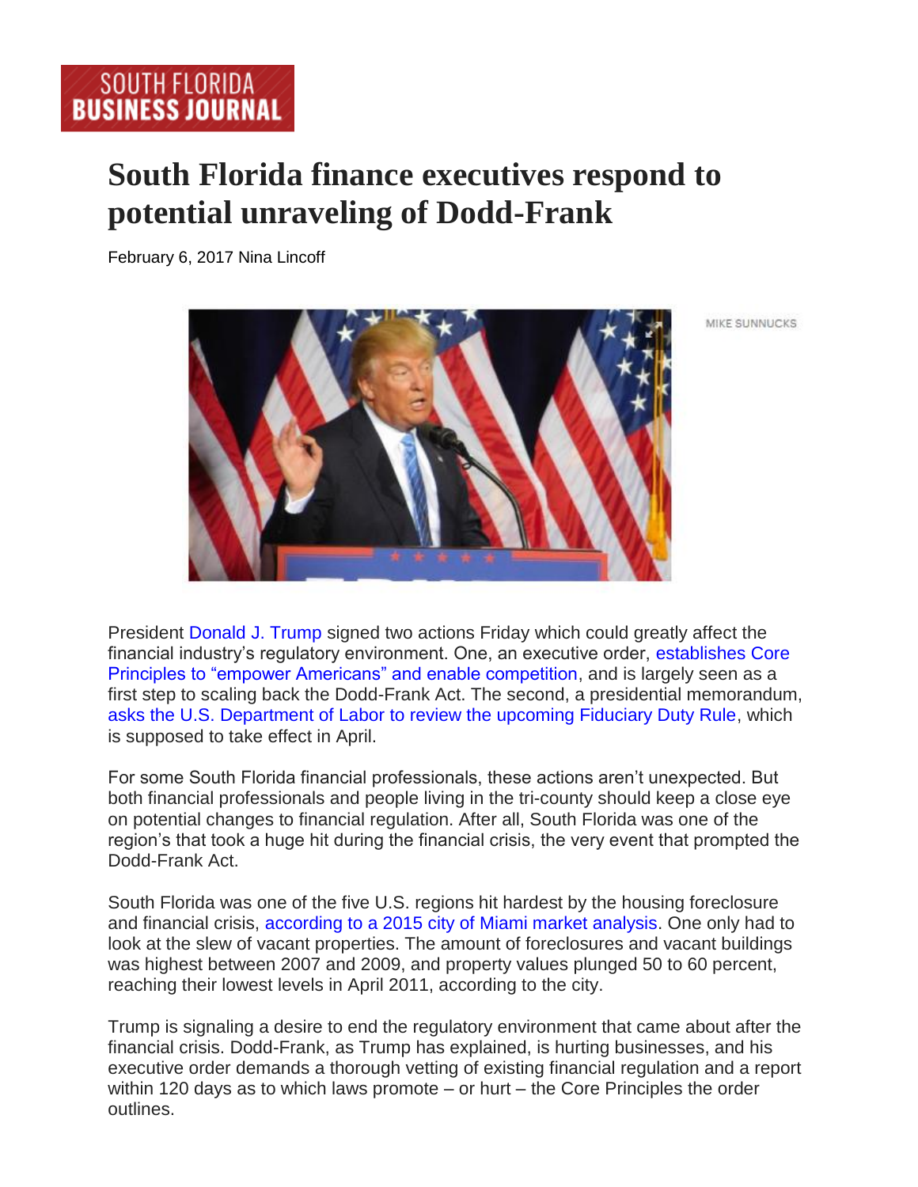SOUTH FLORIDA BUSINESS JOURNAL

# South Florida finance executives respond to potential unraveling of Dodd-Frank

February 6, 2017 Nina Lincoff

MIKE SUNNUCKS

President Donald J. Trump signed two actions Friday which could greatly affect the financial industry's regulatory environment. One, an executive order, establishes Core Principles to "empower Americans" and enable competition, and is largely seen as a first step to scaling back the Dodd-Frank Act. The second, a presidential memorandum, asks the U.S. Department of Labor to review the upcoming Fiduciary Duty Rule, which is supposed to take effect in April.

For some South Florida financial professionals, these actions aren't unexpected. But both financial professionals and people living in the tri-county should keep a close eye on potential changes to financial regulation. After all, South Florida was one of the region's that took a huge hit during the financial crisis, the very event that prompted the Dodd-Frank Act.

South Florida was one of the five U.S. regions hit hardest by the housing foreclosure and financial crisis, according to a 2015 city of Miami market analysis. One only had to look at the slew of vacant properties. The amount of foreclosures and vacant buildings was highest between 2007 and 2009, and property values plunged 50 to 60 percent, reaching their lowest levels in April 2011, according to the city.

Trump is signaling a desire to end the regulatory environment that came about after the financial crisis. Dodd-Frank, as Trump has explained, is hurting businesses, and his executive order demands a thorough vetting of existing financial regulation and a report within 120 days as to which laws promote – or hurt – the Core Principles the order outlines.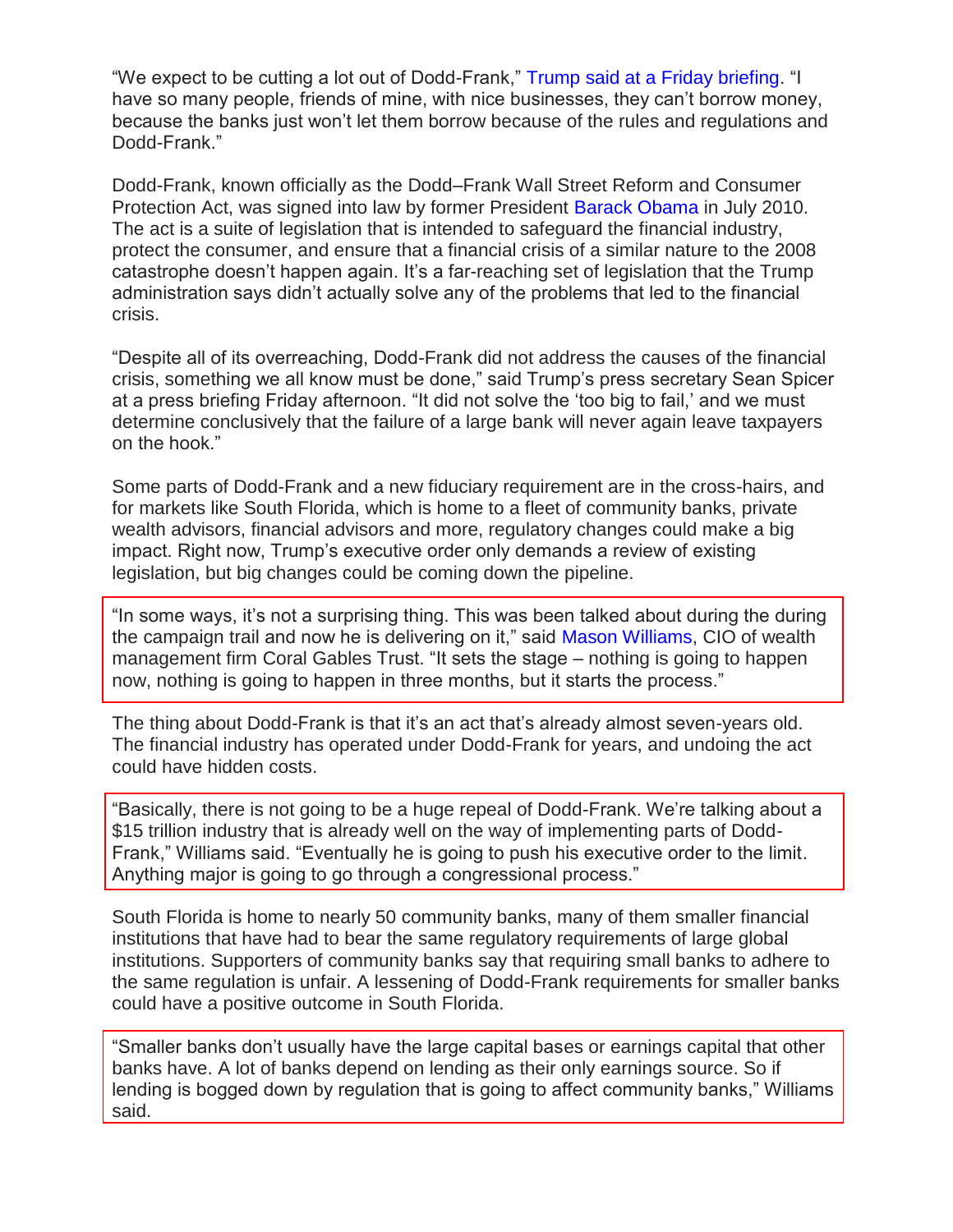"We expect to be cutting a lot out of Dodd-Frank," Trump said at a Friday briefing. "I have so many people, friends of mine, with nice businesses, they can't borrow money, because the banks just won't let them borrow because of the rules and regulations and Dodd-Frank."

Dodd-Frank, known officially as the Dodd–Frank Wall Street Reform and Consumer Protection Act, was signed into law by former President Barack Obama in July 2010. The act is a suite of legislation that is intended to safeguard the financial industry, protect the consumer, and ensure that a financial crisis of a similar nature to the 2008 catastrophe doesn't happen again. It's a far-reaching set of legislation that the Trump administration says didn't actually solve any of the problems that led to the financial crisis.

"Despite all of its overreaching, Dodd-Frank did not address the causes of the financial crisis, something we all know must be done," said Trump's press secretary Sean Spicer at a press briefing Friday afternoon. "It did not solve the 'too big to fail,' and we must determine conclusively that the failure of a large bank will never again leave taxpayers on the hook."

Some parts of Dodd-Frank and a new fiduciary requirement are in the cross-hairs, and for markets like South Florida, which is home to a fleet of community banks, private wealth advisors, financial advisors and more, regulatory changes could make a big impact. Right now, Trump's executive order only demands a review of existing legislation, but big changes could be coming down the pipeline.

"In some ways, it's not a surprising thing. This was been talked about during the during the campaign trail and now he is delivering on it," said Mason Williams, CIO of wealth management firm Coral Gables Trust. "It sets the stage – nothing is going to happen now, nothing is going to happen in three months, but it starts the process."

The thing about Dodd-Frank is that it's an act that's already almost seven-years old. The financial industry has operated under Dodd-Frank for years, and undoing the act could have hidden costs.

"Basically, there is not going to be a huge repeal of Dodd-Frank. We're talking about a $15 trillion industry that is already well on the way of implementing parts of Dodd-Frank," Williams said. "Eventually he is going to push his executive order to the limit. Anything major is going to go through a congressional process."

South Florida is home to nearly 50 community banks, many of them smaller financial institutions that have had to bear the same regulatory requirements of large global institutions. Supporters of community banks say that requiring small banks to adhere to the same regulation is unfair. A lessening of Dodd-Frank requirements for smaller banks could have a positive outcome in South Florida.

"Smaller banks don't usually have the large capital bases or earnings capital that other banks have. A lot of banks depend on lending as their only earnings source. So if lending is bogged down by regulation that is going to affect community banks," Williams said.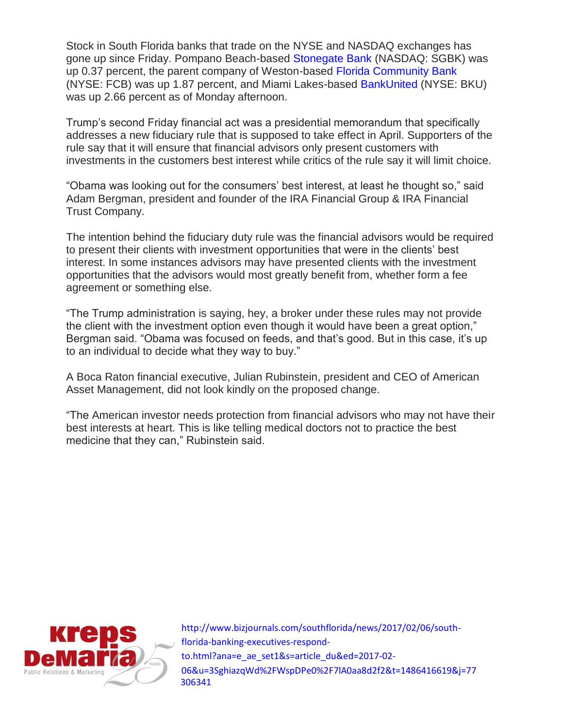Stock in South Florida banks that trade on the NYSE and NASDAQ exchanges has gone up since Friday. Pompano Beach-based Stonegate Bank (NASDAQ: SGBK) was up 0.37 percent, the parent company of Weston-based Florida Community Bank (NYSE: FCB) was up 1.87 percent, and Miami Lakes-based BankUnited (NYSE: BKU) was up 2.66 percent as of Monday afternoon.

Trump's second Friday financial act was a presidential memorandum that specifically addresses a new fiduciary rule that is supposed to take effect in April. Supporters of the rule say that it will ensure that financial advisors only present customers with investments in the customers best interest while critics of the rule say it will limit choice.

"Obama was looking out for the consumers' best interest, at least he thought so," said Adam Bergman, president and founder of the IRA Financial Group & IRA Financial Trust Company.

The intention behind the fiduciary duty rule was the financial advisors would be required to present their clients with investment opportunities that were in the clients' best interest. In some instances advisors may have presented clients with the investment opportunities that the advisors would most greatly benefit from, whether form a fee agreement or something else.

"The Trump administration is saying, hey, a broker under these rules may not provide the client with the investment option even though it would have been a great option," Bergman said. "Obama was focused on feeds, and that's good. But in this case, it's up to an individual to decide what they way to buy."

A Boca Raton financial executive, Julian Rubinstein, president and CEO of American Asset Management, did not look kindly on the proposed change.

"The American investor needs protection from financial advisors who may not have their best interests at heart. This is like telling medical doctors not to practice the best medicine that they can," Rubinstein said.

Kreps DeMaria Public Relations & Marketing 25 YEARS

http://www.bizjournals.com/southflorida/news/2017/02/06/south-florida-banking-executives-respond-to.html?ana=e_ae_set1&s=article_du&ed=2017-02-06&u=3SghiazqWd%2FWspDPe0%2F7lA0aa8d2f2&t=1486416619&j=77306341